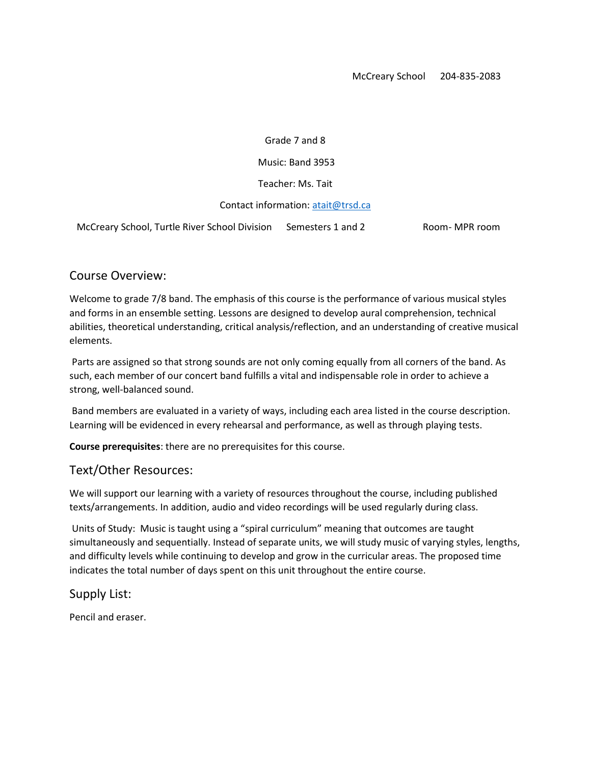McCreary School 204-835-2083

Grade 7 and 8

Music: Band 3953

Teacher: Ms. Tait

Contact information: [atait@trsd.ca](mailto:atait@trsd.ca)

McCreary School, Turtle River School Division Semesters 1 and 2 Room- MPR room

## Course Overview:

Welcome to grade 7/8 band. The emphasis of this course is the performance of various musical styles and forms in an ensemble setting. Lessons are designed to develop aural comprehension, technical abilities, theoretical understanding, critical analysis/reflection, and an understanding of creative musical elements.

Parts are assigned so that strong sounds are not only coming equally from all corners of the band. As such, each member of our concert band fulfills a vital and indispensable role in order to achieve a strong, well-balanced sound.

Band members are evaluated in a variety of ways, including each area listed in the course description. Learning will be evidenced in every rehearsal and performance, as well as through playing tests.

**Course prerequisites**: there are no prerequisites for this course.

## Text/Other Resources:

We will support our learning with a variety of resources throughout the course, including published texts/arrangements. In addition, audio and video recordings will be used regularly during class.

Units of Study: Music is taught using a "spiral curriculum" meaning that outcomes are taught simultaneously and sequentially. Instead of separate units, we will study music of varying styles, lengths, and difficulty levels while continuing to develop and grow in the curricular areas. The proposed time indicates the total number of days spent on this unit throughout the entire course.

## Supply List:

Pencil and eraser.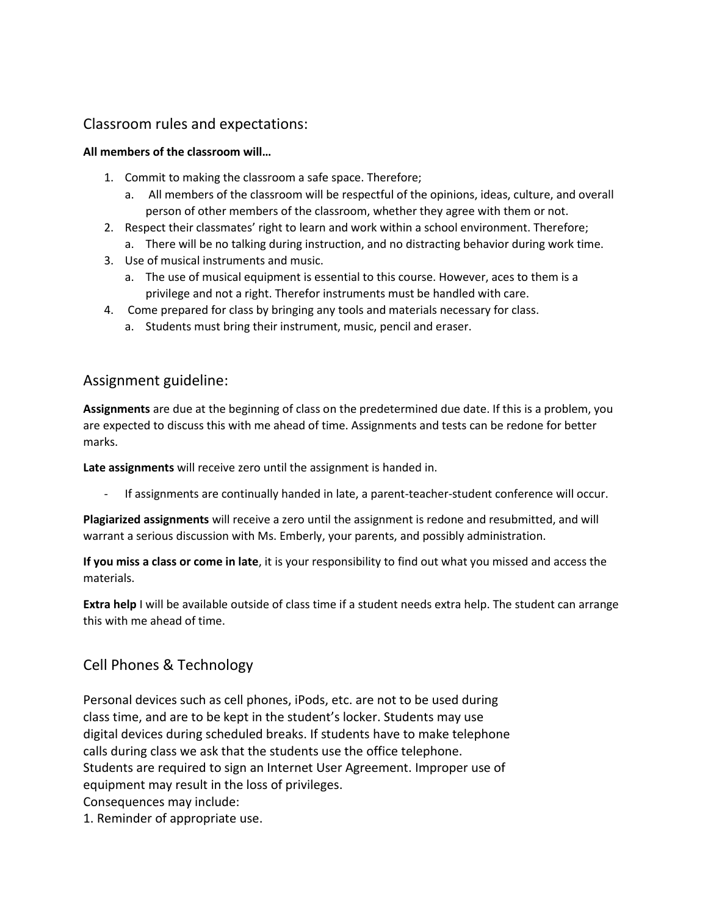## Classroom rules and expectations:

**All members of the classroom will…**

1. Commit to making the classroom a safe space. Therefore;
   a. All members of the classroom will be respectful of the opinions, ideas, culture, and overall person of other members of the classroom, whether they agree with them or not.
2. Respect their classmates' right to learn and work within a school environment. Therefore;
   a. There will be no talking during instruction, and no distracting behavior during work time.
3. Use of musical instruments and music.
   a. The use of musical equipment is essential to this course. However, aces to them is a privilege and not a right. Therefor instruments must be handled with care.
4. Come prepared for class by bringing any tools and materials necessary for class.
   a. Students must bring their instrument, music, pencil and eraser.

## Assignment guideline:

**Assignments** are due at the beginning of class on the predetermined due date. If this is a problem, you are expected to discuss this with me ahead of time. Assignments and tests can be redone for better marks.

**Late assignments** will receive zero until the assignment is handed in.

- If assignments are continually handed in late, a parent-teacher-student conference will occur.

**Plagiarized assignments** will receive a zero until the assignment is redone and resubmitted, and will warrant a serious discussion with Ms. Emberly, your parents, and possibly administration.

**If you miss a class or come in late**, it is your responsibility to find out what you missed and access the materials.

**Extra help** I will be available outside of class time if a student needs extra help. The student can arrange this with me ahead of time.

## Cell Phones & Technology

Personal devices such as cell phones, iPods, etc. are not to be used during class time, and are to be kept in the student's locker. Students may use digital devices during scheduled breaks. If students have to make telephone calls during class we ask that the students use the office telephone. Students are required to sign an Internet User Agreement. Improper use of equipment may result in the loss of privileges.

Consequences may include:

1. Reminder of appropriate use.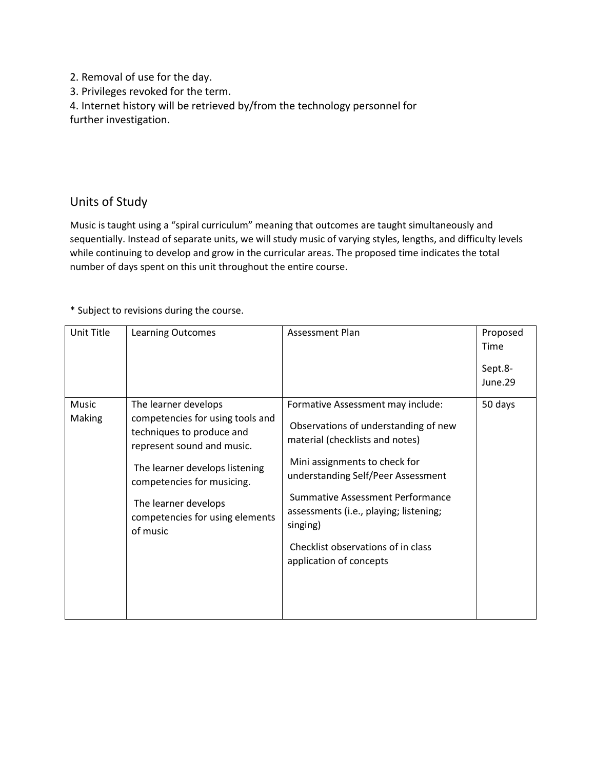2. Removal of use for the day.
3. Privileges revoked for the term.
4. Internet history will be retrieved by/from the technology personnel for further investigation.

## Units of Study

Music is taught using a "spiral curriculum" meaning that outcomes are taught simultaneously and sequentially. Instead of separate units, we will study music of varying styles, lengths, and difficulty levels while continuing to develop and grow in the curricular areas. The proposed time indicates the total number of days spent on this unit throughout the entire course.

* Subject to revisions during the course.

| Unit Title | Learning Outcomes | Assessment Plan | Proposed Time<br><br>Sept.8-June.29 |
|---|---|---|---|
| Music Making | The learner develops competencies for using tools and techniques to produce and represent sound and music.<br><br>The learner develops listening competencies for musicing.<br><br>The learner develops competencies for using elements of music | Formative Assessment may include:<br><br>Observations of understanding of new material (checklists and notes)<br><br>Mini assignments to check for understanding Self/Peer Assessment<br><br>Summative Assessment Performance assessments (i.e., playing; listening; singing)<br><br>Checklist observations of in class application of concepts | 50 days |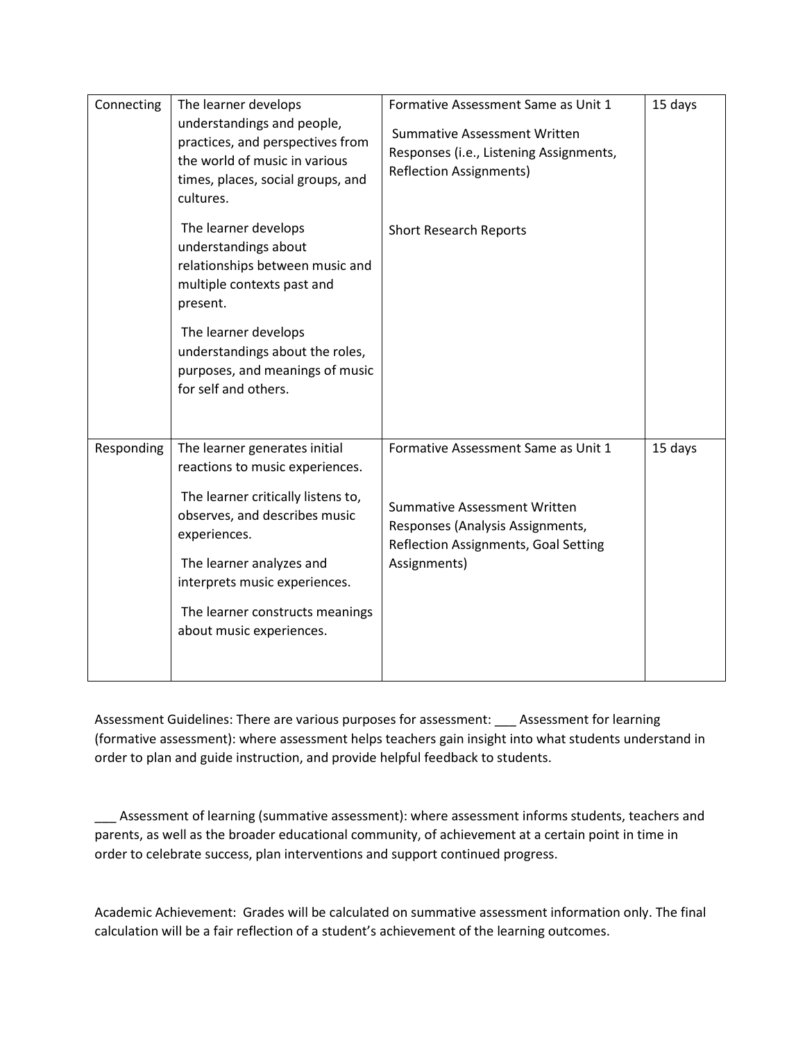| Connecting | The learner develops understandings and people, practices, and perspectives from the world of music in various times, places, social groups, and cultures.<br><br>The learner develops understandings about relationships between music and multiple contexts past and present.<br><br>The learner develops understandings about the roles, purposes, and meanings of music for self and others. | Formative Assessment Same as Unit 1<br><br>Summative Assessment Written Responses (i.e., Listening Assignments, Reflection Assignments)<br><br>Short Research Reports | 15 days |
|---|---|---|---|
| Responding | The learner generates initial reactions to music experiences.<br><br>The learner critically listens to, observes, and describes music experiences.<br><br>The learner analyzes and interprets music experiences.<br><br>The learner constructs meanings about music experiences. | Formative Assessment Same as Unit 1<br><br>Summative Assessment Written Responses (Analysis Assignments, Reflection Assignments, Goal Setting Assignments) | 15 days |

Assessment Guidelines: There are various purposes for assessment: ___ Assessment for learning (formative assessment): where assessment helps teachers gain insight into what students understand in order to plan and guide instruction, and provide helpful feedback to students.

___ Assessment of learning (summative assessment): where assessment informs students, teachers and parents, as well as the broader educational community, of achievement at a certain point in time in order to celebrate success, plan interventions and support continued progress.

Academic Achievement: Grades will be calculated on summative assessment information only. The final calculation will be a fair reflection of a student's achievement of the learning outcomes.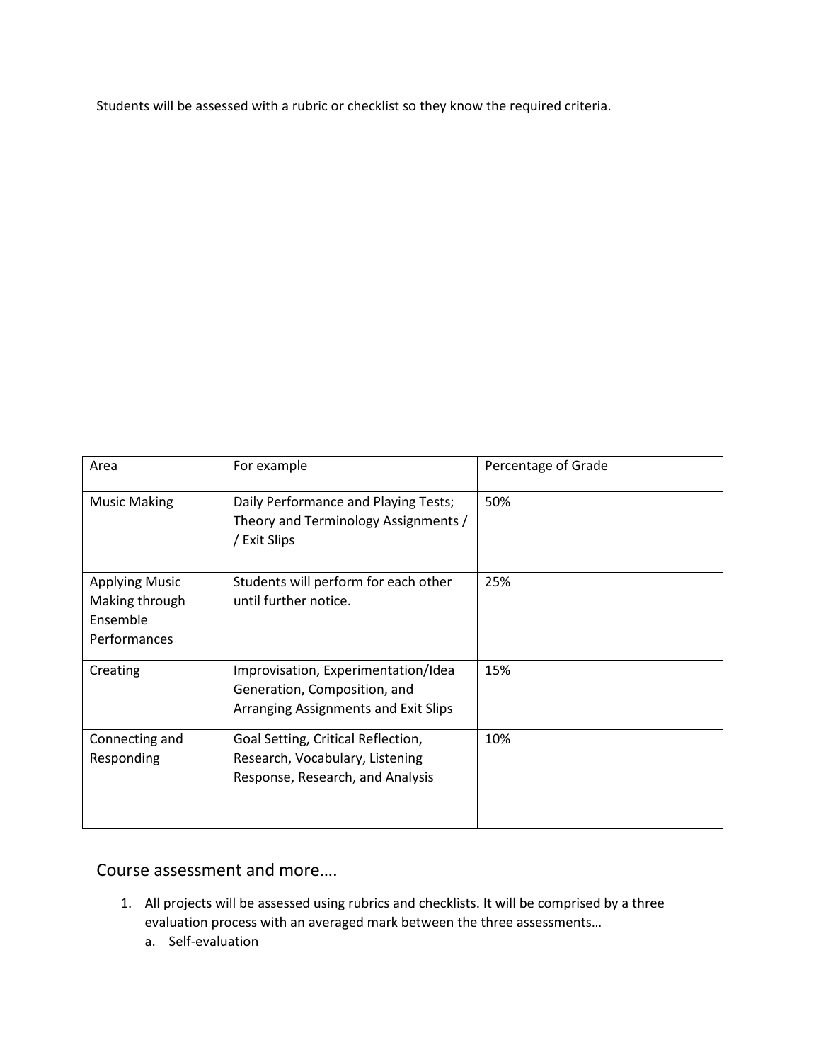Students will be assessed with a rubric or checklist so they know the required criteria.

| Area | For example | Percentage of Grade |
| --- | --- | --- |
| Music Making | Daily Performance and Playing Tests; Theory and Terminology Assignments / / Exit Slips | 50% |
| Applying Music Making through Ensemble Performances | Students will perform for each other until further notice. | 25% |
| Creating | Improvisation, Experimentation/Idea Generation, Composition, and Arranging Assignments and Exit Slips | 15% |
| Connecting and Responding | Goal Setting, Critical Reflection, Research, Vocabulary, Listening Response, Research, and Analysis | 10% |

## Course assessment and more….

1. All projects will be assessed using rubrics and checklists. It will be comprised by a three evaluation process with an averaged mark between the three assessments…
   a. Self-evaluation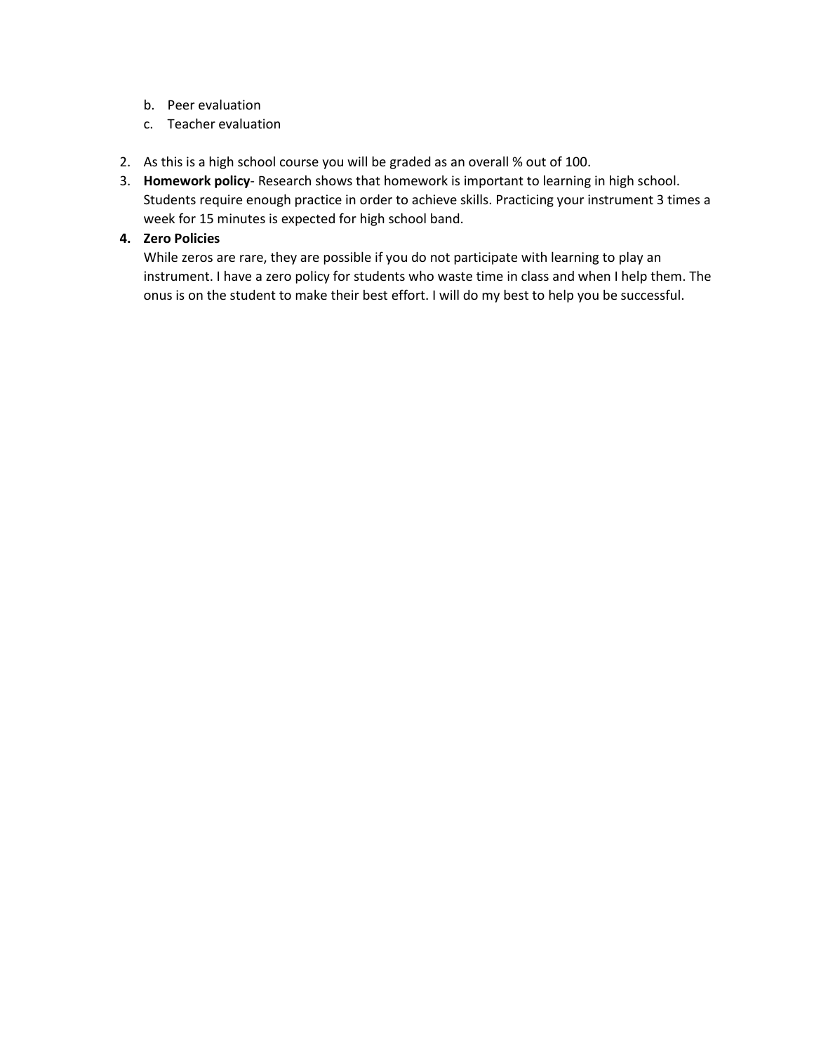b. Peer evaluation
   c. Teacher evaluation

2. As this is a high school course you will be graded as an overall % out of 100.
3. **Homework policy**- Research shows that homework is important to learning in high school. Students require enough practice in order to achieve skills. Practicing your instrument 3 times a week for 15 minutes is expected for high school band.
4. **Zero Policies**
   While zeros are rare, they are possible if you do not participate with learning to play an instrument. I have a zero policy for students who waste time in class and when I help them. The onus is on the student to make their best effort. I will do my best to help you be successful.